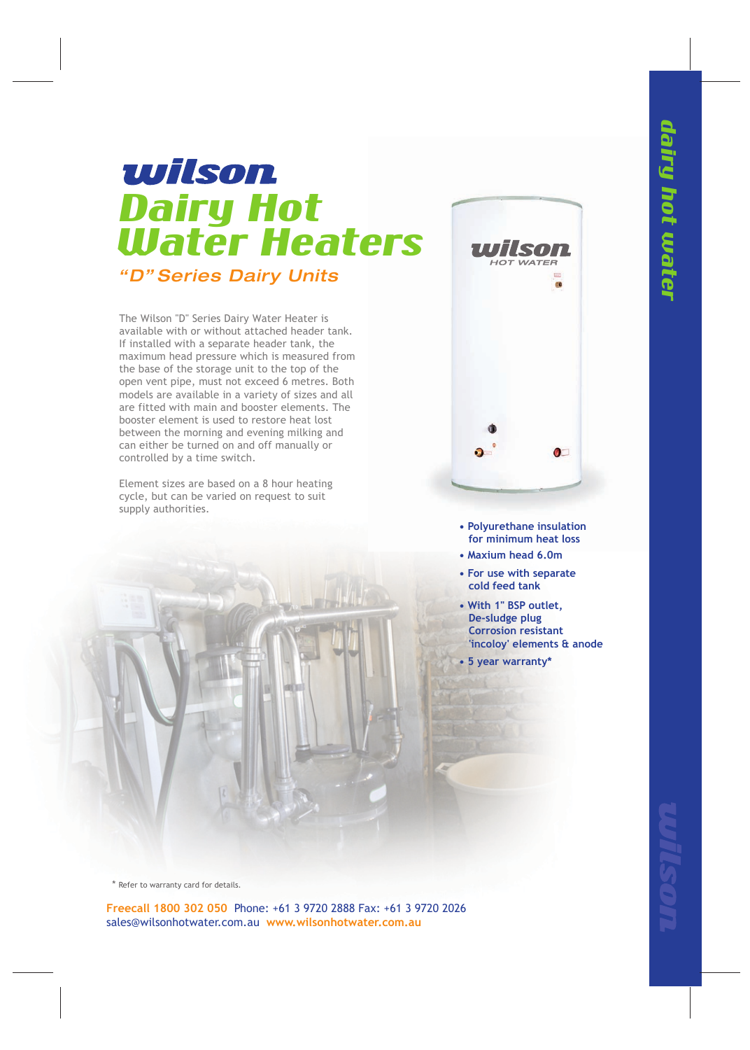# wilson

# Dairy Hot Water Heaters

## *"D" Series Dairy Units*

The Wilson "D" Series Dairy Water Heater is available with or without attached header tank. If installed with a separate header tank, the maximum head pressure which is measured from the base of the storage unit to the top of the open vent pipe, must not exceed 6 metres. Both models are available in a variety of sizes and all are fitted with main and booster elements. The booster element is used to restore heat lost between the morning and evening milking and can either be turned on and off manually or controlled by a time switch.

Element sizes are based on a 8 hour heating cycle, but can be varied on request to suit supply authorities.

- Polyurethane insulation for minimum heat loss
- Maxium head 6.0m
- For use with separate cold feed tank
- With 1" BSP outlet, De-sludge plug Corrosion resistant 'incoloy' elements & anode
- 5 year warranty*

\* Refer to warranty card for details.

Freecall 1800 302 050 Phone: +61 3 9720 2888 Fax: +61 3 9720 2026
sales@wilsonhotwater.com.au www.wilsonhotwater.com.au

dairy hot water

wilson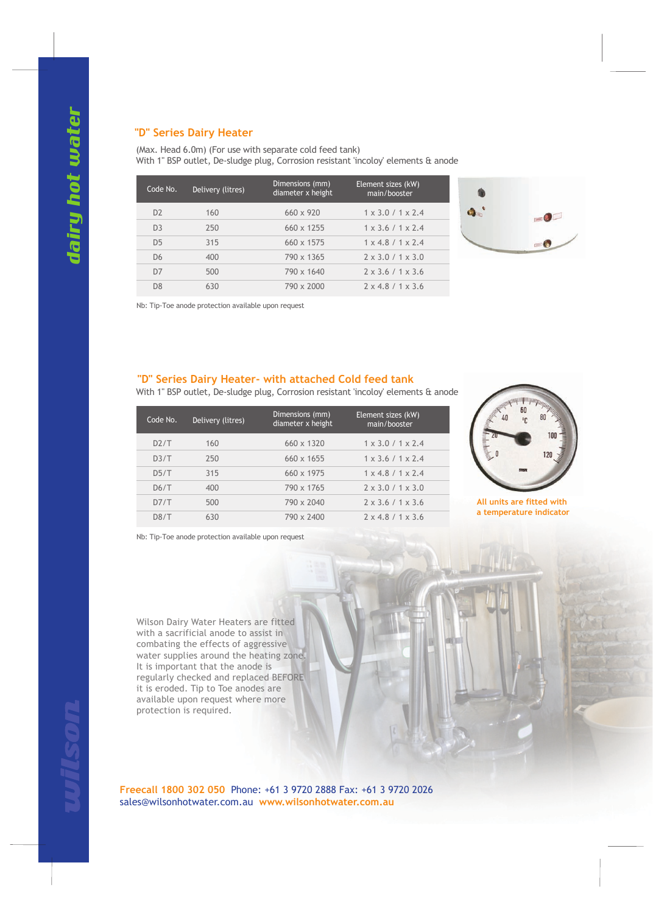## "D" Series Dairy Heater

(Max. Head 6.0m) (For use with separate cold feed tank)
With 1" BSP outlet, De-sludge plug, Corrosion resistant 'incoloy' elements & anode

| Code No. | Delivery (litres) | Dimensions (mm) diameter x height | Element sizes (kW) main/booster |
|---|---|---|---|
| D2 | 160 | 660 x 920 | 1 x 3.0 / 1 x 2.4 |
| D3 | 250 | 660 x 1255 | 1 x 3.6 / 1 x 2.4 |
| D5 | 315 | 660 x 1575 | 1 x 4.8 / 1 x 2.4 |
| D6 | 400 | 790 x 1365 | 2 x 3.0 / 1 x 3.0 |
| D7 | 500 | 790 x 1640 | 2 x 3.6 / 1 x 3.6 |
| D8 | 630 | 790 x 2000 | 2 x 4.8 / 1 x 3.6 |

Nb: Tip-Toe anode protection available upon request

## "D" Series Dairy Heater- with attached Cold feed tank

With 1" BSP outlet, De-sludge plug, Corrosion resistant 'incoloy' elements & anode

| Code No. | Delivery (litres) | Dimensions (mm) diameter x height | Element sizes (kW) main/booster |
|---|---|---|---|
| D2/T | 160 | 660 x 1320 | 1 x 3.0 / 1 x 2.4 |
| D3/T | 250 | 660 x 1655 | 1 x 3.6 / 1 x 2.4 |
| D5/T | 315 | 660 x 1975 | 1 x 4.8 / 1 x 2.4 |
| D6/T | 400 | 790 x 1765 | 2 x 3.0 / 1 x 3.0 |
| D7/T | 500 | 790 x 2040 | 2 x 3.6 / 1 x 3.6 |
| D8/T | 630 | 790 x 2400 | 2 x 4.8 / 1 x 3.6 |

Nb: Tip-Toe anode protection available upon request

All units are fitted with a temperature indicator

Wilson Dairy Water Heaters are fitted with a sacrificial anode to assist in combating the effects of aggressive water supplies around the heating zone. It is important that the anode is regularly checked and replaced BEFORE it is eroded. Tip to Toe anodes are available upon request where more protection is required.

**Freecall 1800 302 050** Phone: +61 3 9720 2888 Fax: +61 3 9720 2026
sales@wilsonhotwater.com.au www.wilsonhotwater.com.au